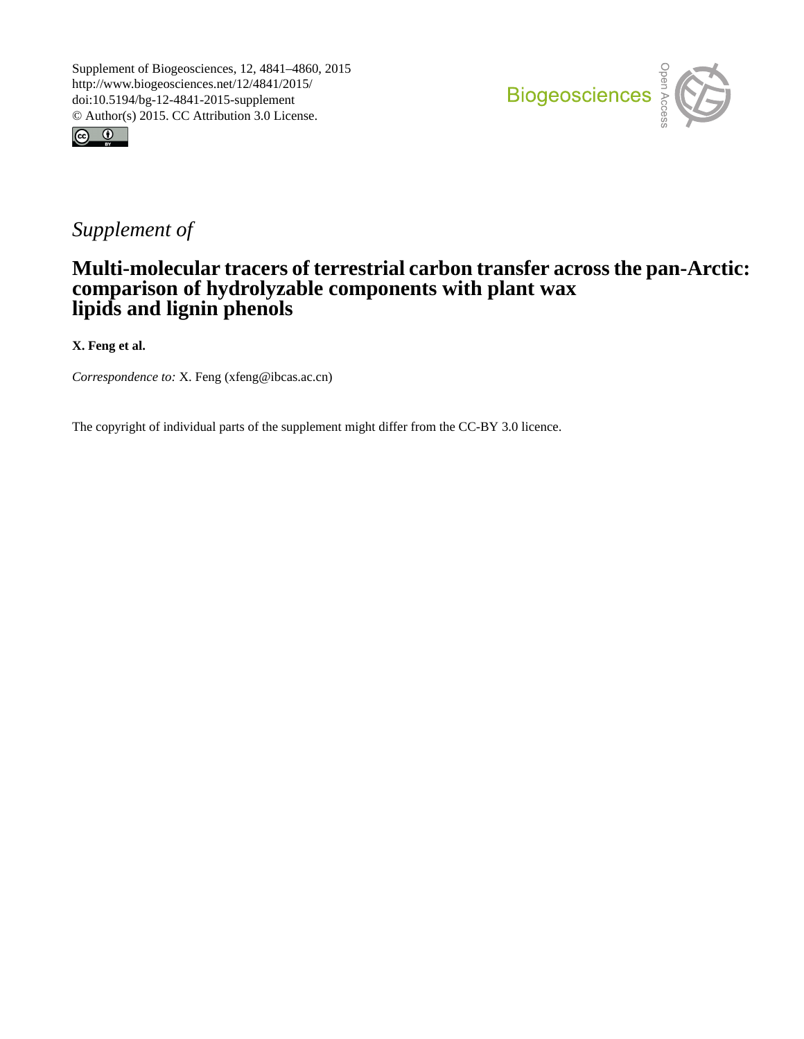Supplement of Biogeosciences, 12, 4841–4860, 2015
http://www.biogeosciences.net/12/4841/2015/
doi:10.5194/bg-12-4841-2015-supplement
© Author(s) 2015. CC Attribution 3.0 License.

*Supplement of*

# Multi-molecular tracers of terrestrial carbon transfer across the pan-Arctic: comparison of hydrolyzable components with plant wax lipids and lignin phenols

**X. Feng et al.**

*Correspondence to:* X. Feng (xfeng@ibcas.ac.cn)

The copyright of individual parts of the supplement might differ from the CC-BY 3.0 licence.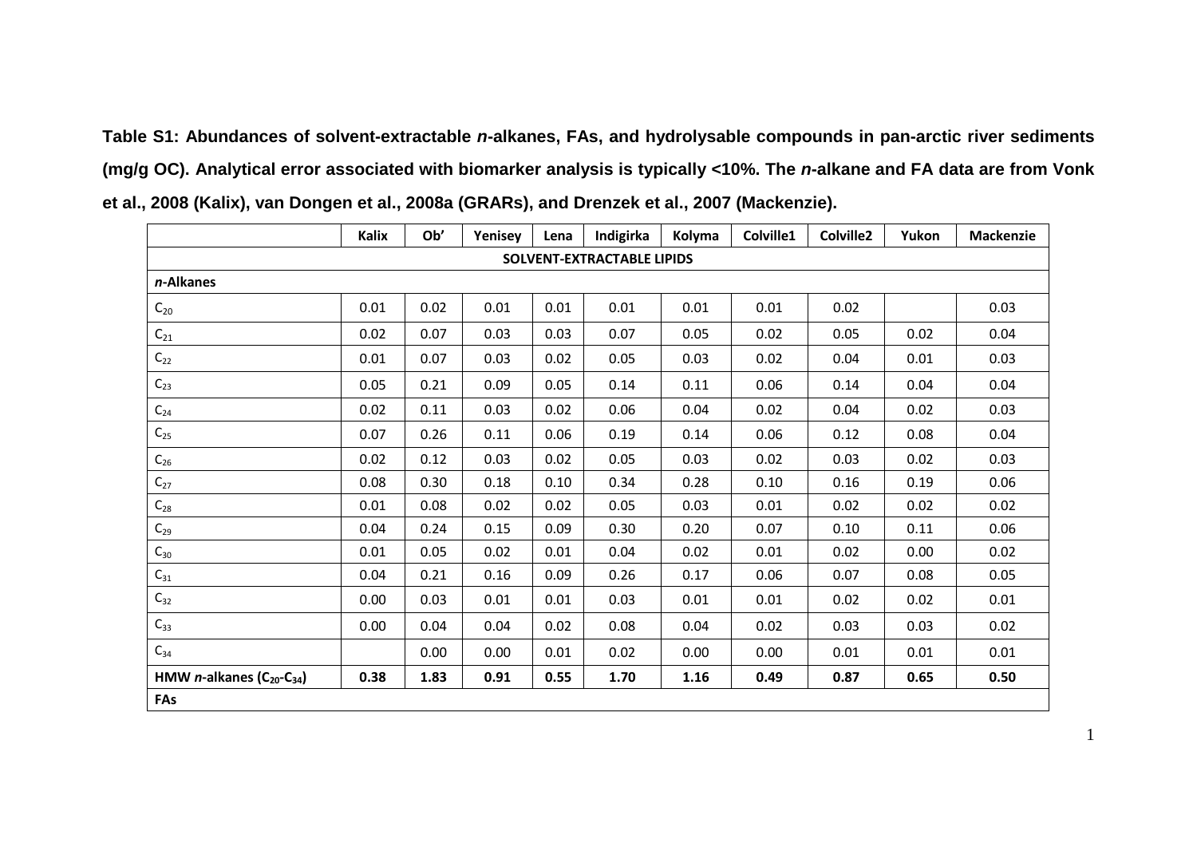**Table S1: Abundances of solvent-extractable *n*-alkanes, FAs, and hydrolysable compounds in pan-arctic river sediments (mg/g OC). Analytical error associated with biomarker analysis is typically <10%. The *n*-alkane and FA data are from Vonk et al., 2008 (Kalix), van Dongen et al., 2008a (GRARs), and Drenzek et al., 2007 (Mackenzie).**

| | Kalix | Ob' | Yenisey | Lena | Indigirka | Kolyma | Colville1 | Colville2 | Yukon | Mackenzie |
|---|---|---|---|---|---|---|---|---|---|---|
| **SOLVENT-EXTRACTABLE LIPIDS** | | | | | | | | | | |
| ***n*-Alkanes** | | | | | | | | | | |
| $C_{20}$ | 0.01 | 0.02 | 0.01 | 0.01 | 0.01 | 0.01 | 0.01 | 0.02 | | 0.03 |
| $C_{21}$ | 0.02 | 0.07 | 0.03 | 0.03 | 0.07 | 0.05 | 0.02 | 0.05 | 0.02 | 0.04 |
| $C_{22}$ | 0.01 | 0.07 | 0.03 | 0.02 | 0.05 | 0.03 | 0.02 | 0.04 | 0.01 | 0.03 |
| $C_{23}$ | 0.05 | 0.21 | 0.09 | 0.05 | 0.14 | 0.11 | 0.06 | 0.14 | 0.04 | 0.04 |
| $C_{24}$ | 0.02 | 0.11 | 0.03 | 0.02 | 0.06 | 0.04 | 0.02 | 0.04 | 0.02 | 0.03 |
| $C_{25}$ | 0.07 | 0.26 | 0.11 | 0.06 | 0.19 | 0.14 | 0.06 | 0.12 | 0.08 | 0.04 |
| $C_{26}$ | 0.02 | 0.12 | 0.03 | 0.02 | 0.05 | 0.03 | 0.02 | 0.03 | 0.02 | 0.03 |
| $C_{27}$ | 0.08 | 0.30 | 0.18 | 0.10 | 0.34 | 0.28 | 0.10 | 0.16 | 0.19 | 0.06 |
| $C_{28}$ | 0.01 | 0.08 | 0.02 | 0.02 | 0.05 | 0.03 | 0.01 | 0.02 | 0.02 | 0.02 |
| $C_{29}$ | 0.04 | 0.24 | 0.15 | 0.09 | 0.30 | 0.20 | 0.07 | 0.10 | 0.11 | 0.06 |
| $C_{30}$ | 0.01 | 0.05 | 0.02 | 0.01 | 0.04 | 0.02 | 0.01 | 0.02 | 0.00 | 0.02 |
| $C_{31}$ | 0.04 | 0.21 | 0.16 | 0.09 | 0.26 | 0.17 | 0.06 | 0.07 | 0.08 | 0.05 |
| $C_{32}$ | 0.00 | 0.03 | 0.01 | 0.01 | 0.03 | 0.01 | 0.01 | 0.02 | 0.02 | 0.01 |
| $C_{33}$ | 0.00 | 0.04 | 0.04 | 0.02 | 0.08 | 0.04 | 0.02 | 0.03 | 0.03 | 0.02 |
| $C_{34}$ | | 0.00 | 0.00 | 0.01 | 0.02 | 0.00 | 0.00 | 0.01 | 0.01 | 0.01 |
| **HMW *n*-alkanes ($C_{20}$-$C_{34}$)** | **0.38** | **1.83** | **0.91** | **0.55** | **1.70** | **1.16** | **0.49** | **0.87** | **0.65** | **0.50** |
| **FAs** | | | | | | | | | | |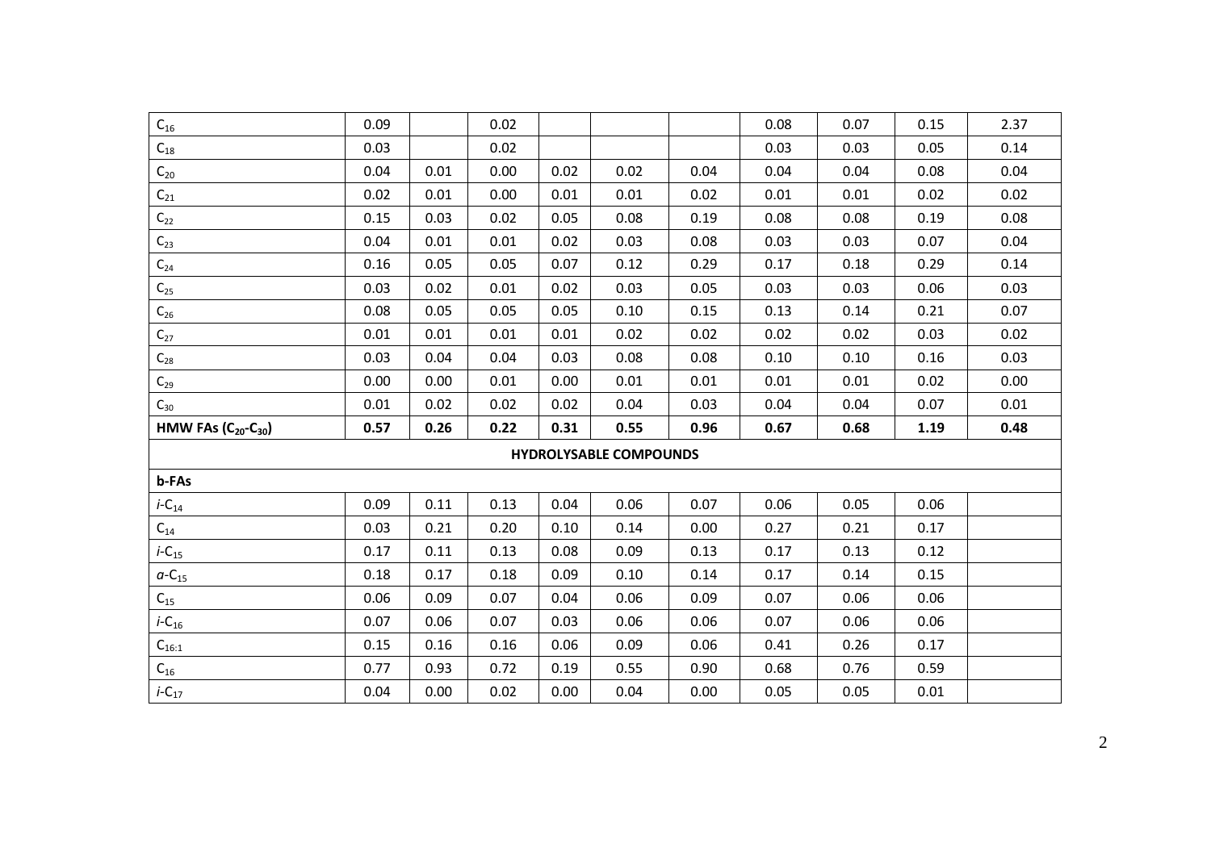| | | | | | | | | | | |
|---|---|---|---|---|---|---|---|---|---|---|
| $C_{16}$ | 0.09 | | 0.02 | | | | 0.08 | 0.07 | 0.15 | 2.37 |
| $C_{18}$ | 0.03 | | 0.02 | | | | 0.03 | 0.03 | 0.05 | 0.14 |
| $C_{20}$ | 0.04 | 0.01 | 0.00 | 0.02 | 0.02 | 0.04 | 0.04 | 0.04 | 0.08 | 0.04 |
| $C_{21}$ | 0.02 | 0.01 | 0.00 | 0.01 | 0.01 | 0.02 | 0.01 | 0.01 | 0.02 | 0.02 |
| $C_{22}$ | 0.15 | 0.03 | 0.02 | 0.05 | 0.08 | 0.19 | 0.08 | 0.08 | 0.19 | 0.08 |
| $C_{23}$ | 0.04 | 0.01 | 0.01 | 0.02 | 0.03 | 0.08 | 0.03 | 0.03 | 0.07 | 0.04 |
| $C_{24}$ | 0.16 | 0.05 | 0.05 | 0.07 | 0.12 | 0.29 | 0.17 | 0.18 | 0.29 | 0.14 |
| $C_{25}$ | 0.03 | 0.02 | 0.01 | 0.02 | 0.03 | 0.05 | 0.03 | 0.03 | 0.06 | 0.03 |
| $C_{26}$ | 0.08 | 0.05 | 0.05 | 0.05 | 0.10 | 0.15 | 0.13 | 0.14 | 0.21 | 0.07 |
| $C_{27}$ | 0.01 | 0.01 | 0.01 | 0.01 | 0.02 | 0.02 | 0.02 | 0.02 | 0.03 | 0.02 |
| $C_{28}$ | 0.03 | 0.04 | 0.04 | 0.03 | 0.08 | 0.08 | 0.10 | 0.10 | 0.16 | 0.03 |
| $C_{29}$ | 0.00 | 0.00 | 0.01 | 0.00 | 0.01 | 0.01 | 0.01 | 0.01 | 0.02 | 0.00 |
| $C_{30}$ | 0.01 | 0.02 | 0.02 | 0.02 | 0.04 | 0.03 | 0.04 | 0.04 | 0.07 | 0.01 |
| **HMW FAs ($C_{20}$-$C_{30}$)** | **0.57** | **0.26** | **0.22** | **0.31** | **0.55** | **0.96** | **0.67** | **0.68** | **1.19** | **0.48** |
| **HYDROLYSABLE COMPOUNDS** | | | | | | | | | | |
| **b-FAs** | | | | | | | | | | |
| *i*-$C_{14}$ | 0.09 | 0.11 | 0.13 | 0.04 | 0.06 | 0.07 | 0.06 | 0.05 | 0.06 | |
| $C_{14}$ | 0.03 | 0.21 | 0.20 | 0.10 | 0.14 | 0.00 | 0.27 | 0.21 | 0.17 | |
| *i*-$C_{15}$ | 0.17 | 0.11 | 0.13 | 0.08 | 0.09 | 0.13 | 0.17 | 0.13 | 0.12 | |
| *a*-$C_{15}$ | 0.18 | 0.17 | 0.18 | 0.09 | 0.10 | 0.14 | 0.17 | 0.14 | 0.15 | |
| $C_{15}$ | 0.06 | 0.09 | 0.07 | 0.04 | 0.06 | 0.09 | 0.07 | 0.06 | 0.06 | |
| *i*-$C_{16}$ | 0.07 | 0.06 | 0.07 | 0.03 | 0.06 | 0.06 | 0.07 | 0.06 | 0.06 | |
| $C_{16:1}$ | 0.15 | 0.16 | 0.16 | 0.06 | 0.09 | 0.06 | 0.41 | 0.26 | 0.17 | |
| $C_{16}$ | 0.77 | 0.93 | 0.72 | 0.19 | 0.55 | 0.90 | 0.68 | 0.76 | 0.59 | |
| *i*-$C_{17}$ | 0.04 | 0.00 | 0.02 | 0.00 | 0.04 | 0.00 | 0.05 | 0.05 | 0.01 | |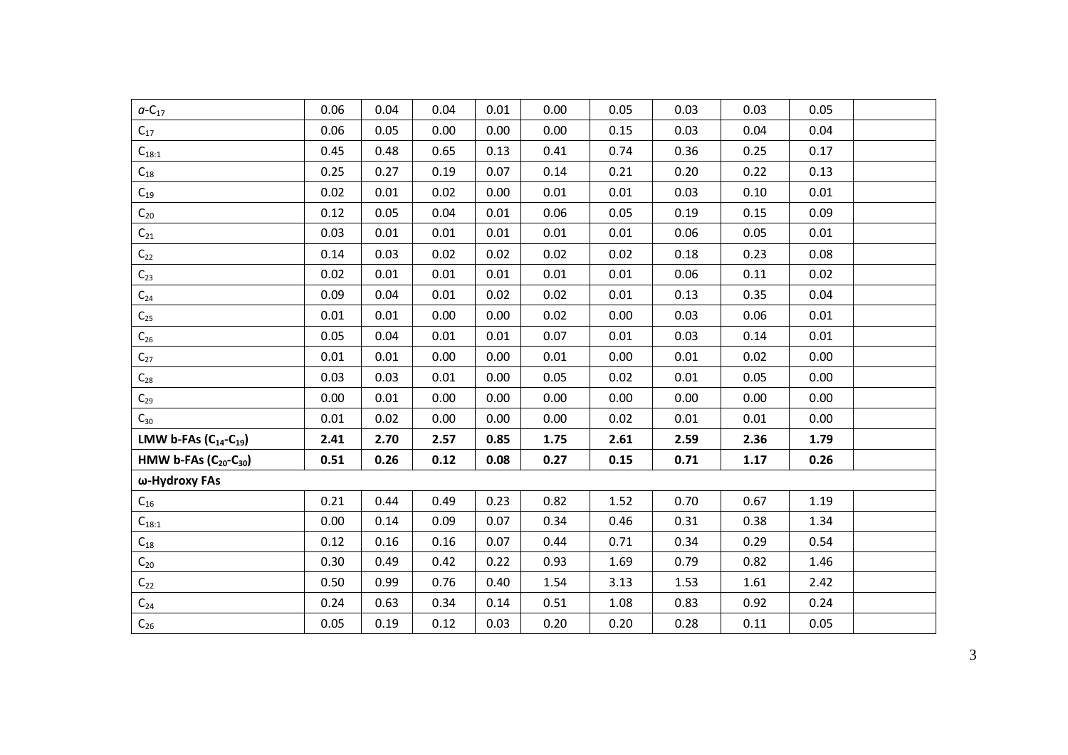| | | | | | | | | | | |
|---|---|---|---|---|---|---|---|---|---|---|
| $a$-$C_{17}$ | 0.06 | 0.04 | 0.04 | 0.01 | 0.00 | 0.05 | 0.03 | 0.03 | 0.05 | |
| $C_{17}$ | 0.06 | 0.05 | 0.00 | 0.00 | 0.00 | 0.15 | 0.03 | 0.04 | 0.04 | |
| $C_{18:1}$ | 0.45 | 0.48 | 0.65 | 0.13 | 0.41 | 0.74 | 0.36 | 0.25 | 0.17 | |
| $C_{18}$ | 0.25 | 0.27 | 0.19 | 0.07 | 0.14 | 0.21 | 0.20 | 0.22 | 0.13 | |
| $C_{19}$ | 0.02 | 0.01 | 0.02 | 0.00 | 0.01 | 0.01 | 0.03 | 0.10 | 0.01 | |
| $C_{20}$ | 0.12 | 0.05 | 0.04 | 0.01 | 0.06 | 0.05 | 0.19 | 0.15 | 0.09 | |
| $C_{21}$ | 0.03 | 0.01 | 0.01 | 0.01 | 0.01 | 0.01 | 0.06 | 0.05 | 0.01 | |
| $C_{22}$ | 0.14 | 0.03 | 0.02 | 0.02 | 0.02 | 0.02 | 0.18 | 0.23 | 0.08 | |
| $C_{23}$ | 0.02 | 0.01 | 0.01 | 0.01 | 0.01 | 0.01 | 0.06 | 0.11 | 0.02 | |
| $C_{24}$ | 0.09 | 0.04 | 0.01 | 0.02 | 0.02 | 0.01 | 0.13 | 0.35 | 0.04 | |
| $C_{25}$ | 0.01 | 0.01 | 0.00 | 0.00 | 0.02 | 0.00 | 0.03 | 0.06 | 0.01 | |
| $C_{26}$ | 0.05 | 0.04 | 0.01 | 0.01 | 0.07 | 0.01 | 0.03 | 0.14 | 0.01 | |
| $C_{27}$ | 0.01 | 0.01 | 0.00 | 0.00 | 0.01 | 0.00 | 0.01 | 0.02 | 0.00 | |
| $C_{28}$ | 0.03 | 0.03 | 0.01 | 0.00 | 0.05 | 0.02 | 0.01 | 0.05 | 0.00 | |
| $C_{29}$ | 0.00 | 0.01 | 0.00 | 0.00 | 0.00 | 0.00 | 0.00 | 0.00 | 0.00 | |
| $C_{30}$ | 0.01 | 0.02 | 0.00 | 0.00 | 0.00 | 0.02 | 0.01 | 0.01 | 0.00 | |
| **LMW b-FAs ($C_{14}$-$C_{19}$)** | **2.41** | **2.70** | **2.57** | **0.85** | **1.75** | **2.61** | **2.59** | **2.36** | **1.79** | |
| **HMW b-FAs ($C_{20}$-$C_{30}$)** | **0.51** | **0.26** | **0.12** | **0.08** | **0.27** | **0.15** | **0.71** | **1.17** | **0.26** | |
| **ω-Hydroxy FAs** | | | | | | | | | | |
| $C_{16}$ | 0.21 | 0.44 | 0.49 | 0.23 | 0.82 | 1.52 | 0.70 | 0.67 | 1.19 | |
| $C_{18:1}$ | 0.00 | 0.14 | 0.09 | 0.07 | 0.34 | 0.46 | 0.31 | 0.38 | 1.34 | |
| $C_{18}$ | 0.12 | 0.16 | 0.16 | 0.07 | 0.44 | 0.71 | 0.34 | 0.29 | 0.54 | |
| $C_{20}$ | 0.30 | 0.49 | 0.42 | 0.22 | 0.93 | 1.69 | 0.79 | 0.82 | 1.46 | |
| $C_{22}$ | 0.50 | 0.99 | 0.76 | 0.40 | 1.54 | 3.13 | 1.53 | 1.61 | 2.42 | |
| $C_{24}$ | 0.24 | 0.63 | 0.34 | 0.14 | 0.51 | 1.08 | 0.83 | 0.92 | 0.24 | |
| $C_{26}$ | 0.05 | 0.19 | 0.12 | 0.03 | 0.20 | 0.20 | 0.28 | 0.11 | 0.05 | |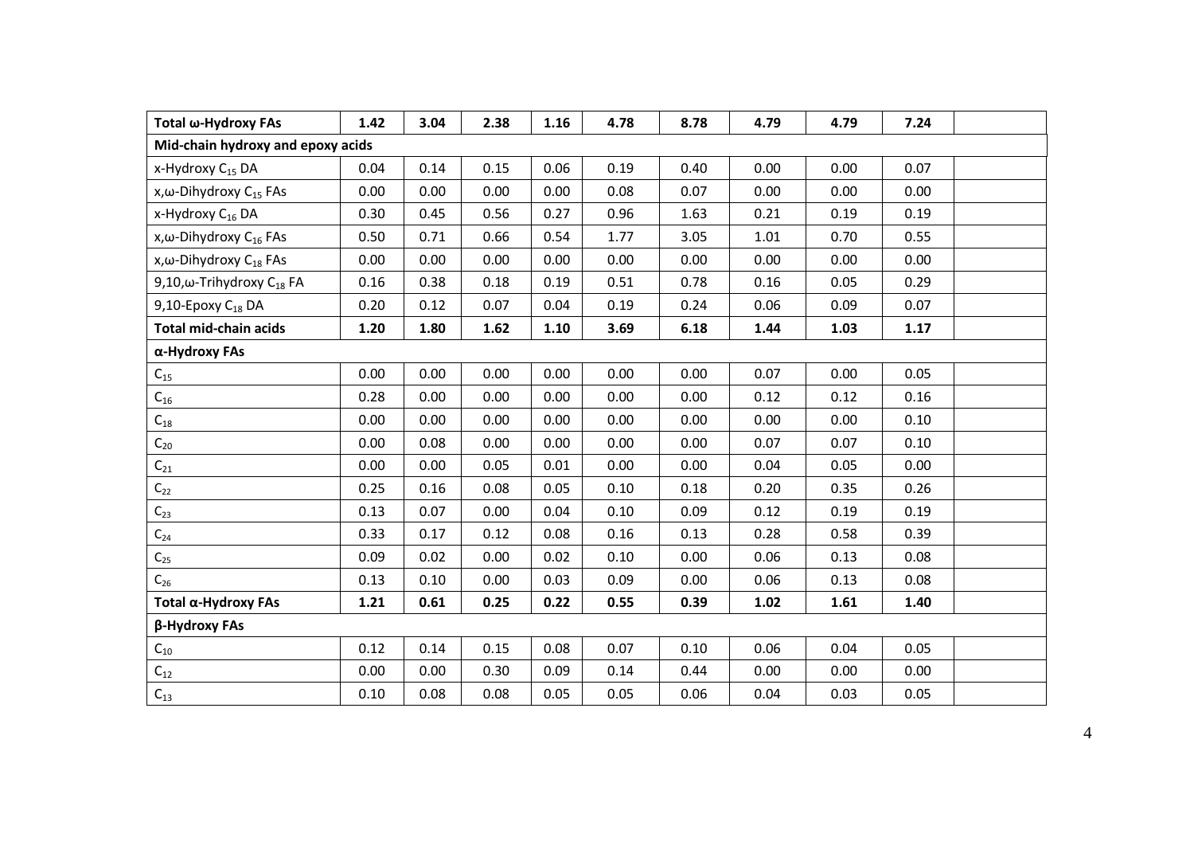| Total ω-Hydroxy FAs | 1.42 | 3.04 | 2.38 | 1.16 | 4.78 | 8.78 | 4.79 | 4.79 | 7.24 | |
|---|---|---|---|---|---|---|---|---|---|---|
| **Mid-chain hydroxy and epoxy acids** | | | | | | | | | | |
| x-Hydroxy $C_{15}$ DA | 0.04 | 0.14 | 0.15 | 0.06 | 0.19 | 0.40 | 0.00 | 0.00 | 0.07 | |
| x,ω-Dihydroxy $C_{15}$ FAs | 0.00 | 0.00 | 0.00 | 0.00 | 0.08 | 0.07 | 0.00 | 0.00 | 0.00 | |
| x-Hydroxy $C_{16}$ DA | 0.30 | 0.45 | 0.56 | 0.27 | 0.96 | 1.63 | 0.21 | 0.19 | 0.19 | |
| x,ω-Dihydroxy $C_{16}$ FAs | 0.50 | 0.71 | 0.66 | 0.54 | 1.77 | 3.05 | 1.01 | 0.70 | 0.55 | |
| x,ω-Dihydroxy $C_{18}$ FAs | 0.00 | 0.00 | 0.00 | 0.00 | 0.00 | 0.00 | 0.00 | 0.00 | 0.00 | |
| 9,10,ω-Trihydroxy $C_{18}$ FA | 0.16 | 0.38 | 0.18 | 0.19 | 0.51 | 0.78 | 0.16 | 0.05 | 0.29 | |
| 9,10-Epoxy $C_{18}$ DA | 0.20 | 0.12 | 0.07 | 0.04 | 0.19 | 0.24 | 0.06 | 0.09 | 0.07 | |
| **Total mid-chain acids** | **1.20** | **1.80** | **1.62** | **1.10** | **3.69** | **6.18** | **1.44** | **1.03** | **1.17** | |
| **α-Hydroxy FAs** | | | | | | | | | | |
| $C_{15}$ | 0.00 | 0.00 | 0.00 | 0.00 | 0.00 | 0.00 | 0.07 | 0.00 | 0.05 | |
| $C_{16}$ | 0.28 | 0.00 | 0.00 | 0.00 | 0.00 | 0.00 | 0.12 | 0.12 | 0.16 | |
| $C_{18}$ | 0.00 | 0.00 | 0.00 | 0.00 | 0.00 | 0.00 | 0.00 | 0.00 | 0.10 | |
| $C_{20}$ | 0.00 | 0.08 | 0.00 | 0.00 | 0.00 | 0.00 | 0.07 | 0.07 | 0.10 | |
| $C_{21}$ | 0.00 | 0.00 | 0.05 | 0.01 | 0.00 | 0.00 | 0.04 | 0.05 | 0.00 | |
| $C_{22}$ | 0.25 | 0.16 | 0.08 | 0.05 | 0.10 | 0.18 | 0.20 | 0.35 | 0.26 | |
| $C_{23}$ | 0.13 | 0.07 | 0.00 | 0.04 | 0.10 | 0.09 | 0.12 | 0.19 | 0.19 | |
| $C_{24}$ | 0.33 | 0.17 | 0.12 | 0.08 | 0.16 | 0.13 | 0.28 | 0.58 | 0.39 | |
| $C_{25}$ | 0.09 | 0.02 | 0.00 | 0.02 | 0.10 | 0.00 | 0.06 | 0.13 | 0.08 | |
| $C_{26}$ | 0.13 | 0.10 | 0.00 | 0.03 | 0.09 | 0.00 | 0.06 | 0.13 | 0.08 | |
| **Total α-Hydroxy FAs** | **1.21** | **0.61** | **0.25** | **0.22** | **0.55** | **0.39** | **1.02** | **1.61** | **1.40** | |
| **β-Hydroxy FAs** | | | | | | | | | | |
| $C_{10}$ | 0.12 | 0.14 | 0.15 | 0.08 | 0.07 | 0.10 | 0.06 | 0.04 | 0.05 | |
| $C_{12}$ | 0.00 | 0.00 | 0.30 | 0.09 | 0.14 | 0.44 | 0.00 | 0.00 | 0.00 | |
| $C_{13}$ | 0.10 | 0.08 | 0.08 | 0.05 | 0.05 | 0.06 | 0.04 | 0.03 | 0.05 | |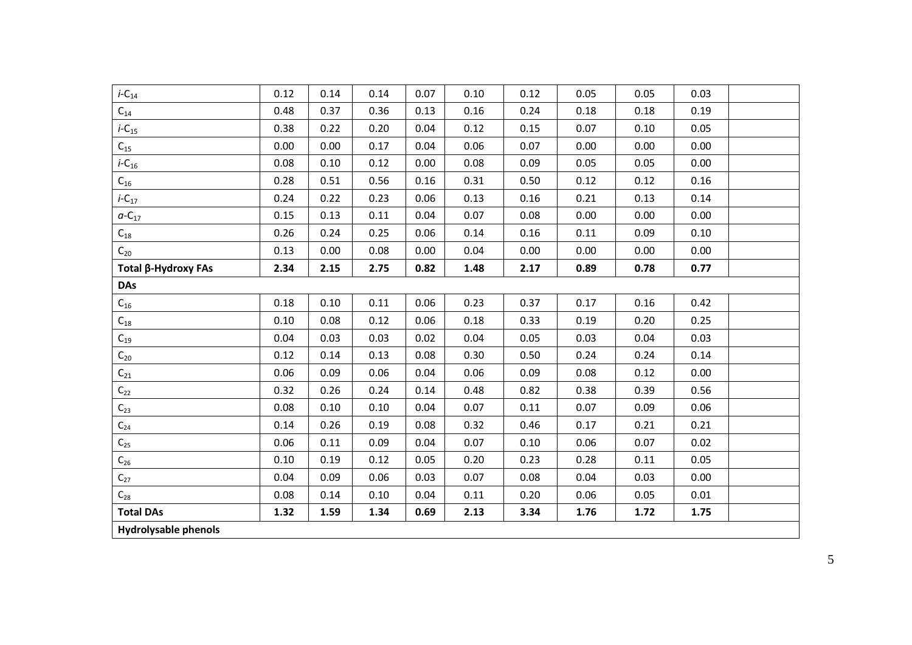| | | | | | | | | | | |
|---|---|---|---|---|---|---|---|---|---|---|
| *i*-$C_{14}$ | 0.12 | 0.14 | 0.14 | 0.07 | 0.10 | 0.12 | 0.05 | 0.05 | 0.03 | |
| $C_{14}$ | 0.48 | 0.37 | 0.36 | 0.13 | 0.16 | 0.24 | 0.18 | 0.18 | 0.19 | |
| *i*-$C_{15}$ | 0.38 | 0.22 | 0.20 | 0.04 | 0.12 | 0.15 | 0.07 | 0.10 | 0.05 | |
| $C_{15}$ | 0.00 | 0.00 | 0.17 | 0.04 | 0.06 | 0.07 | 0.00 | 0.00 | 0.00 | |
| *i*-$C_{16}$ | 0.08 | 0.10 | 0.12 | 0.00 | 0.08 | 0.09 | 0.05 | 0.05 | 0.00 | |
| $C_{16}$ | 0.28 | 0.51 | 0.56 | 0.16 | 0.31 | 0.50 | 0.12 | 0.12 | 0.16 | |
| *i*-$C_{17}$ | 0.24 | 0.22 | 0.23 | 0.06 | 0.13 | 0.16 | 0.21 | 0.13 | 0.14 | |
| *a*-$C_{17}$ | 0.15 | 0.13 | 0.11 | 0.04 | 0.07 | 0.08 | 0.00 | 0.00 | 0.00 | |
| $C_{18}$ | 0.26 | 0.24 | 0.25 | 0.06 | 0.14 | 0.16 | 0.11 | 0.09 | 0.10 | |
| $C_{20}$ | 0.13 | 0.00 | 0.08 | 0.00 | 0.04 | 0.00 | 0.00 | 0.00 | 0.00 | |
| **Total β-Hydroxy FAs** | **2.34** | **2.15** | **2.75** | **0.82** | **1.48** | **2.17** | **0.89** | **0.78** | **0.77** | |
| **DAs** | | | | | | | | | | |
| $C_{16}$ | 0.18 | 0.10 | 0.11 | 0.06 | 0.23 | 0.37 | 0.17 | 0.16 | 0.42 | |
| $C_{18}$ | 0.10 | 0.08 | 0.12 | 0.06 | 0.18 | 0.33 | 0.19 | 0.20 | 0.25 | |
| $C_{19}$ | 0.04 | 0.03 | 0.03 | 0.02 | 0.04 | 0.05 | 0.03 | 0.04 | 0.03 | |
| $C_{20}$ | 0.12 | 0.14 | 0.13 | 0.08 | 0.30 | 0.50 | 0.24 | 0.24 | 0.14 | |
| $C_{21}$ | 0.06 | 0.09 | 0.06 | 0.04 | 0.06 | 0.09 | 0.08 | 0.12 | 0.00 | |
| $C_{22}$ | 0.32 | 0.26 | 0.24 | 0.14 | 0.48 | 0.82 | 0.38 | 0.39 | 0.56 | |
| $C_{23}$ | 0.08 | 0.10 | 0.10 | 0.04 | 0.07 | 0.11 | 0.07 | 0.09 | 0.06 | |
| $C_{24}$ | 0.14 | 0.26 | 0.19 | 0.08 | 0.32 | 0.46 | 0.17 | 0.21 | 0.21 | |
| $C_{25}$ | 0.06 | 0.11 | 0.09 | 0.04 | 0.07 | 0.10 | 0.06 | 0.07 | 0.02 | |
| $C_{26}$ | 0.10 | 0.19 | 0.12 | 0.05 | 0.20 | 0.23 | 0.28 | 0.11 | 0.05 | |
| $C_{27}$ | 0.04 | 0.09 | 0.06 | 0.03 | 0.07 | 0.08 | 0.04 | 0.03 | 0.00 | |
| $C_{28}$ | 0.08 | 0.14 | 0.10 | 0.04 | 0.11 | 0.20 | 0.06 | 0.05 | 0.01 | |
| **Total DAs** | **1.32** | **1.59** | **1.34** | **0.69** | **2.13** | **3.34** | **1.76** | **1.72** | **1.75** | |
| **Hydrolysable phenols** | | | | | | | | | | |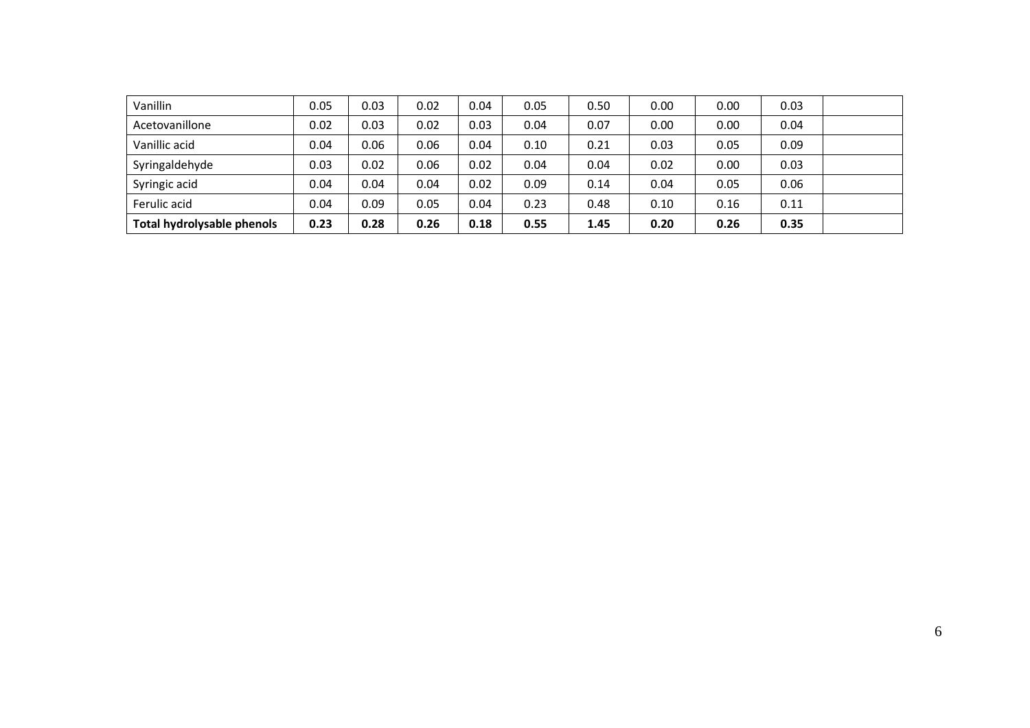| | | | | | | | | | | |
|---|---|---|---|---|---|---|---|---|---|---|
| Vanillin | 0.05 | 0.03 | 0.02 | 0.04 | 0.05 | 0.50 | 0.00 | 0.00 | 0.03 | |
| Acetovanillone | 0.02 | 0.03 | 0.02 | 0.03 | 0.04 | 0.07 | 0.00 | 0.00 | 0.04 | |
| Vanillic acid | 0.04 | 0.06 | 0.06 | 0.04 | 0.10 | 0.21 | 0.03 | 0.05 | 0.09 | |
| Syringaldehyde | 0.03 | 0.02 | 0.06 | 0.02 | 0.04 | 0.04 | 0.02 | 0.00 | 0.03 | |
| Syringic acid | 0.04 | 0.04 | 0.04 | 0.02 | 0.09 | 0.14 | 0.04 | 0.05 | 0.06 | |
| Ferulic acid | 0.04 | 0.09 | 0.05 | 0.04 | 0.23 | 0.48 | 0.10 | 0.16 | 0.11 | |
| **Total hydrolysable phenols** | **0.23** | **0.28** | **0.26** | **0.18** | **0.55** | **1.45** | **0.20** | **0.26** | **0.35** | |